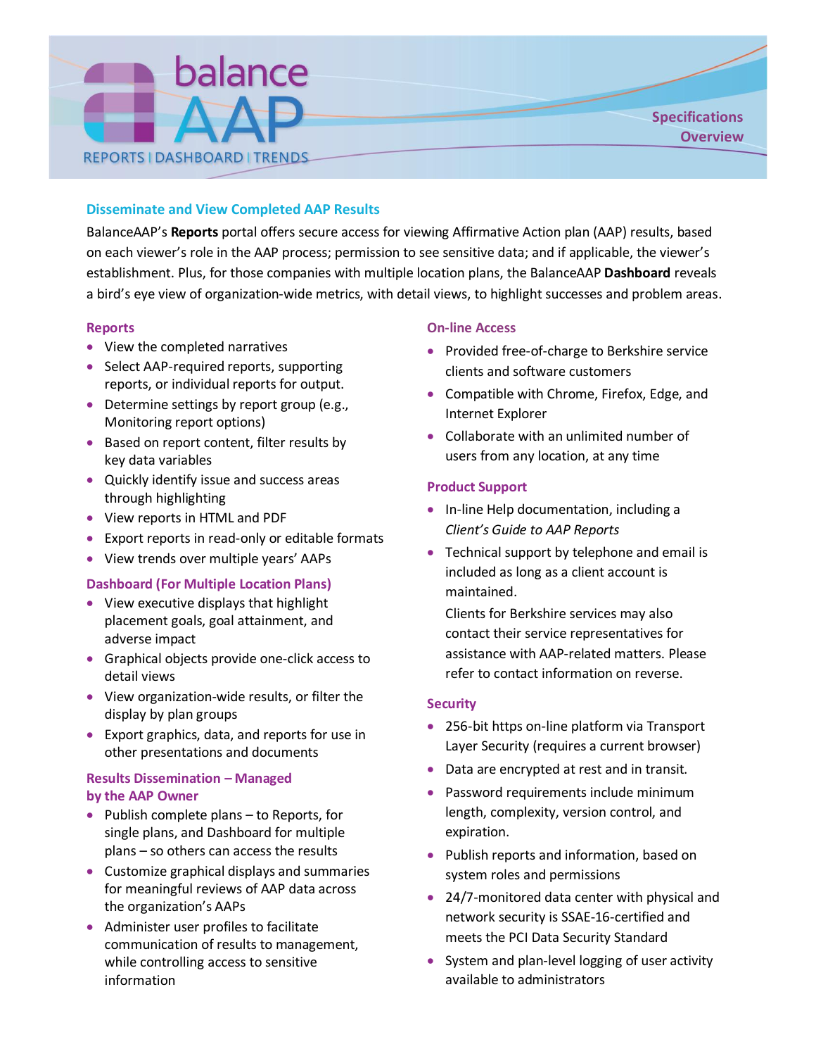# balance AAP

REPORTS | DASHBOARD | TRENDS

Specifications Overview

## Disseminate and View Completed AAP Results

BalanceAAP's **Reports** portal offers secure access for viewing Affirmative Action plan (AAP) results, based on each viewer's role in the AAP process; permission to see sensitive data; and if applicable, the viewer's establishment. Plus, for those companies with multiple location plans, the BalanceAAP **Dashboard** reveals a bird's eye view of organization-wide metrics, with detail views, to highlight successes and problem areas.

### Reports

- View the completed narratives
- Select AAP-required reports, supporting reports, or individual reports for output.
- Determine settings by report group (e.g., Monitoring report options)
- Based on report content, filter results by key data variables
- Quickly identify issue and success areas through highlighting
- View reports in HTML and PDF
- Export reports in read-only or editable formats
- View trends over multiple years' AAPs

### Dashboard (For Multiple Location Plans)

- View executive displays that highlight placement goals, goal attainment, and adverse impact
- Graphical objects provide one-click access to detail views
- View organization-wide results, or filter the display by plan groups
- Export graphics, data, and reports for use in other presentations and documents

### Results Dissemination – Managed by the AAP Owner

- Publish complete plans – to Reports, for single plans, and Dashboard for multiple plans – so others can access the results
- Customize graphical displays and summaries for meaningful reviews of AAP data across the organization's AAPs
- Administer user profiles to facilitate communication of results to management, while controlling access to sensitive information

### On-line Access

- Provided free-of-charge to Berkshire service clients and software customers
- Compatible with Chrome, Firefox, Edge, and Internet Explorer
- Collaborate with an unlimited number of users from any location, at any time

### Product Support

- In-line Help documentation, including a *Client's Guide to AAP Reports*
- Technical support by telephone and email is included as long as a client account is maintained.

  Clients for Berkshire services may also contact their service representatives for assistance with AAP-related matters. Please refer to contact information on reverse.

### Security

- 256-bit https on-line platform via Transport Layer Security (requires a current browser)
- Data are encrypted at rest and in transit.
- Password requirements include minimum length, complexity, version control, and expiration.
- Publish reports and information, based on system roles and permissions
- 24/7-monitored data center with physical and network security is SSAE-16-certified and meets the PCI Data Security Standard
- System and plan-level logging of user activity available to administrators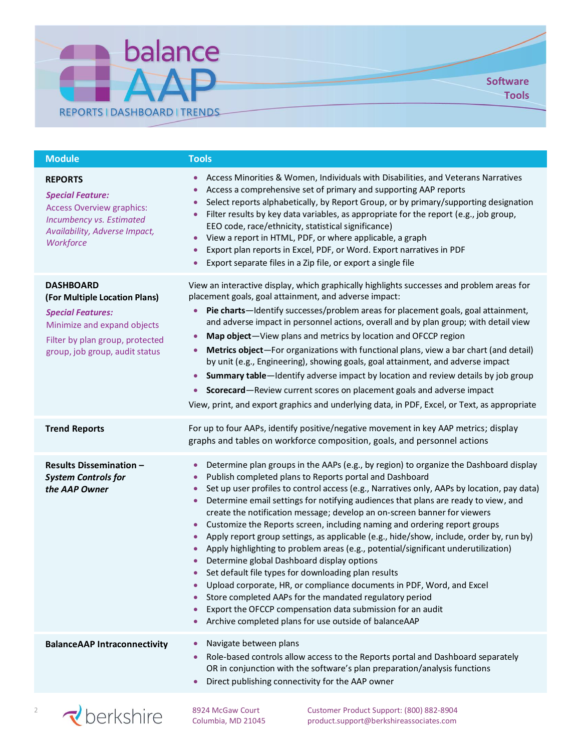# balance AAP

REPORTS | DASHBOARD | TRENDS

**Software Tools**

| Module | Tools |
|---|---|
| **REPORTS**<br><br>***Special Feature:***<br>Access Overview graphics: *Incumbency vs. Estimated Availability, Adverse Impact, Workforce* | • Access Minorities & Women, Individuals with Disabilities, and Veterans Narratives<br>• Access a comprehensive set of primary and supporting AAP reports<br>• Select reports alphabetically, by Report Group, or by primary/supporting designation<br>• Filter results by key data variables, as appropriate for the report (e.g., job group, EEO code, race/ethnicity, statistical significance)<br>• View a report in HTML, PDF, or where applicable, a graph<br>• Export plan reports in Excel, PDF, or Word. Export narratives in PDF<br>• Export separate files in a Zip file, or export a single file |
| **DASHBOARD (For Multiple Location Plans)**<br><br>***Special Features:***<br>Minimize and expand objects<br><br>Filter by plan group, protected group, job group, audit status | View an interactive display, which graphically highlights successes and problem areas for placement goals, goal attainment, and adverse impact:<br>• **Pie charts**—Identify successes/problem areas for placement goals, goal attainment, and adverse impact in personnel actions, overall and by plan group; with detail view<br>• **Map object**—View plans and metrics by location and OFCCP region<br>• **Metrics object**—For organizations with functional plans, view a bar chart (and detail) by unit (e.g., Engineering), showing goals, goal attainment, and adverse impact<br>• **Summary table**—Identify adverse impact by location and review details by job group<br>• **Scorecard**—Review current scores on placement goals and adverse impact<br><br>View, print, and export graphics and underlying data, in PDF, Excel, or Text, as appropriate |
| **Trend Reports** | For up to four AAPs, identify positive/negative movement in key AAP metrics; display graphs and tables on workforce composition, goals, and personnel actions |
| **Results Dissemination – *System Controls for the AAP Owner*** | • Determine plan groups in the AAPs (e.g., by region) to organize the Dashboard display<br>• Publish completed plans to Reports portal and Dashboard<br>• Set up user profiles to control access (e.g., Narratives only, AAPs by location, pay data)<br>• Determine email settings for notifying audiences that plans are ready to view, and create the notification message; develop an on-screen banner for viewers<br>• Customize the Reports screen, including naming and ordering report groups<br>• Apply report group settings, as applicable (e.g., hide/show, include, order by, run by)<br>• Apply highlighting to problem areas (e.g., potential/significant underutilization)<br>• Determine global Dashboard display options<br>• Set default file types for downloading plan results<br>• Upload corporate, HR, or compliance documents in PDF, Word, and Excel<br>• Store completed AAPs for the mandated regulatory period<br>• Export the OFCCP compensation data submission for an audit<br>• Archive completed plans for use outside of balanceAAP |
| **BalanceAAP Intraconnectivity** | • Navigate between plans<br>• Role-based controls allow access to the Reports portal and Dashboard separately OR in conjunction with the software's plan preparation/analysis functions<br>• Direct publishing connectivity for the AAP owner |

berkshire

8924 McGaw Court
Columbia, MD 21045

Customer Product Support: (800) 882-8904
product.support@berkshireassociates.com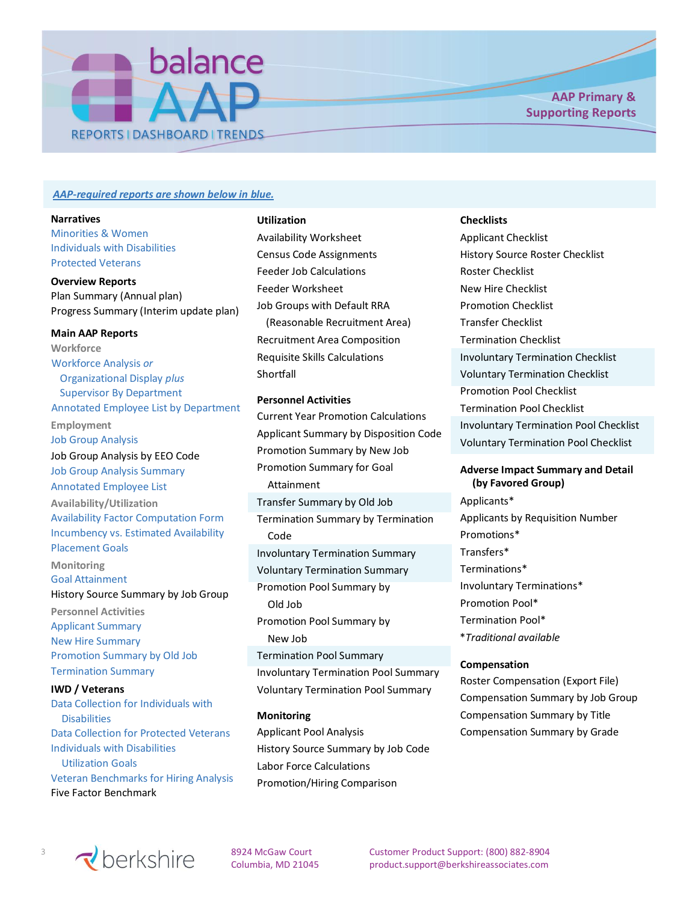# balance AAP

REPORTS | DASHBOARD | TRENDS

## AAP Primary & Supporting Reports

*AAP-required reports are shown below in blue.*

### Narratives

- Minorities & Women
- Individuals with Disabilities
- Protected Veterans

### Overview Reports

- Plan Summary (Annual plan)
- Progress Summary (Interim update plan)

### Main AAP Reports

**Workforce**

- Workforce Analysis *or*
  - Organizational Display *plus*
  - Supervisor By Department
- Annotated Employee List by Department

**Employment**

- Job Group Analysis
- Job Group Analysis by EEO Code
- Job Group Analysis Summary
- Annotated Employee List

**Availability/Utilization**

- Availability Factor Computation Form
- Incumbency vs. Estimated Availability
- Placement Goals

**Monitoring**

- Goal Attainment
- History Source Summary by Job Group

**Personnel Activities**

- Applicant Summary
- New Hire Summary
- Promotion Summary by Old Job
- Termination Summary

### IWD / Veterans

- Data Collection for Individuals with Disabilities
- Data Collection for Protected Veterans
- Individuals with Disabilities Utilization Goals
- Veteran Benchmarks for Hiring Analysis
- Five Factor Benchmark

### Utilization

- Availability Worksheet
- Census Code Assignments
- Feeder Job Calculations
- Feeder Worksheet
- Job Groups with Default RRA (Reasonable Recruitment Area)
- Recruitment Area Composition
- Requisite Skills Calculations
- Shortfall

### Personnel Activities

- Current Year Promotion Calculations
- Applicant Summary by Disposition Code
- Promotion Summary by New Job
- Promotion Summary for Goal Attainment
- Transfer Summary by Old Job
- Termination Summary by Termination Code
- Involuntary Termination Summary
- Voluntary Termination Summary
- Promotion Pool Summary by Old Job
- Promotion Pool Summary by New Job
- Termination Pool Summary
- Involuntary Termination Pool Summary
- Voluntary Termination Pool Summary

### Monitoring

- Applicant Pool Analysis
- History Source Summary by Job Code
- Labor Force Calculations
- Promotion/Hiring Comparison

### Checklists

- Applicant Checklist
- History Source Roster Checklist
- Roster Checklist
- New Hire Checklist
- Promotion Checklist
- Transfer Checklist
- Termination Checklist
- Involuntary Termination Checklist
- Voluntary Termination Checklist
- Promotion Pool Checklist
- Termination Pool Checklist
- Involuntary Termination Pool Checklist
- Voluntary Termination Pool Checklist

### Adverse Impact Summary and Detail (by Favored Group)

- Applicants*
- Applicants by Requisition Number
- Promotions*
- Transfers*
- Terminations*
- Involuntary Terminations*
- Promotion Pool*
- Termination Pool*

**Traditional available*

### Compensation

- Roster Compensation (Export File)
- Compensation Summary by Job Group
- Compensation Summary by Title
- Compensation Summary by Grade

berkshire

8924 McGaw Court
Columbia, MD 21045

Customer Product Support: (800) 882-8904
product.support@berkshireassociates.com